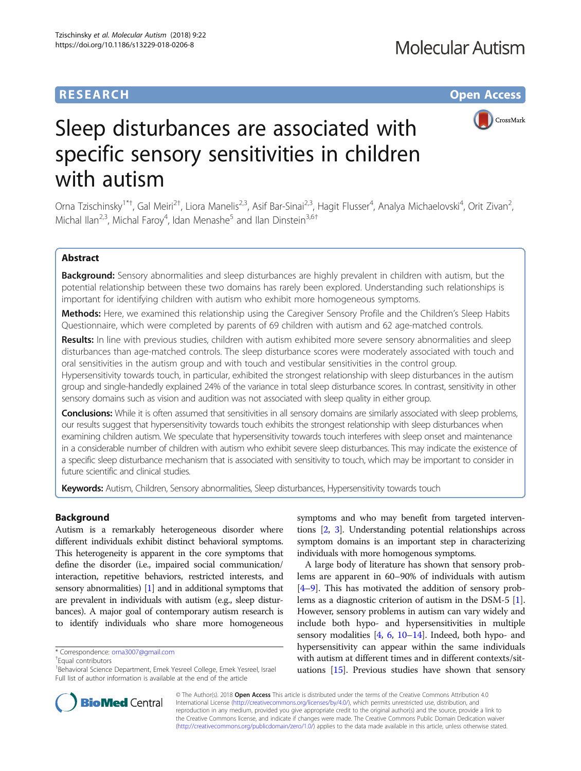RESEARCH

Open Access

# Sleep disturbances are associated with specific sensory sensitivities in children with autism

Orna Tzischinsky[1*†], Gal Meiri[2†], Liora Manelis[2,3], Asif Bar-Sinai[2,3], Hagit Flusser[4], Analya Michaelovski[4], Orit Zivan[2], Michal Ilan[2,3], Michal Faroy[4], Idan Menashe[5] and Ilan Dinstein[3,6†]

## Abstract

**Background:** Sensory abnormalities and sleep disturbances are highly prevalent in children with autism, but the potential relationship between these two domains has rarely been explored. Understanding such relationships is important for identifying children with autism who exhibit more homogeneous symptoms.

**Methods:** Here, we examined this relationship using the Caregiver Sensory Profile and the Children's Sleep Habits Questionnaire, which were completed by parents of 69 children with autism and 62 age-matched controls.

**Results:** In line with previous studies, children with autism exhibited more severe sensory abnormalities and sleep disturbances than age-matched controls. The sleep disturbance scores were moderately associated with touch and oral sensitivities in the autism group and with touch and vestibular sensitivities in the control group. Hypersensitivity towards touch, in particular, exhibited the strongest relationship with sleep disturbances in the autism group and single-handedly explained 24% of the variance in total sleep disturbance scores. In contrast, sensitivity in other sensory domains such as vision and audition was not associated with sleep quality in either group.

**Conclusions:** While it is often assumed that sensitivities in all sensory domains are similarly associated with sleep problems, our results suggest that hypersensitivity towards touch exhibits the strongest relationship with sleep disturbances when examining children autism. We speculate that hypersensitivity towards touch interferes with sleep onset and maintenance in a considerable number of children with autism who exhibit severe sleep disturbances. This may indicate the existence of a specific sleep disturbance mechanism that is associated with sensitivity to touch, which may be important to consider in future scientific and clinical studies.

**Keywords:** Autism, Children, Sensory abnormalities, Sleep disturbances, Hypersensitivity towards touch

## Background

Autism is a remarkably heterogeneous disorder where different individuals exhibit distinct behavioral symptoms. This heterogeneity is apparent in the core symptoms that define the disorder (i.e., impaired social communication/interaction, repetitive behaviors, restricted interests, and sensory abnormalities) [1] and in additional symptoms that are prevalent in individuals with autism (e.g., sleep disturbances). A major goal of contemporary autism research is to identify individuals who share more homogeneous symptoms and who may benefit from targeted interventions [2, 3]. Understanding potential relationships across symptom domains is an important step in characterizing individuals with more homogenous symptoms.

A large body of literature has shown that sensory problems are apparent in 60–90% of individuals with autism [4–9]. This has motivated the addition of sensory problems as a diagnostic criterion of autism in the DSM-5 [1]. However, sensory problems in autism can vary widely and include both hypo- and hypersensitivities in multiple sensory modalities [4, 6, 10–14]. Indeed, both hypo- and hypersensitivity can appear within the same individuals with autism at different times and in different contexts/situations [15]. Previous studies have shown that sensory

* Correspondence: orna3007@gmail.com
†Equal contributors
[1]Behavioral Science Department, Emek Yesreel College, Emek Yesreel, Israel
Full list of author information is available at the end of the article

© The Author(s). 2018 **Open Access** This article is distributed under the terms of the Creative Commons Attribution 4.0 International License (http://creativecommons.org/licenses/by/4.0/), which permits unrestricted use, distribution, and reproduction in any medium, provided you give appropriate credit to the original author(s) and the source, provide a link to the Creative Commons license, and indicate if changes were made. The Creative Commons Public Domain Dedication waiver (http://creativecommons.org/publicdomain/zero/1.0/) applies to the data made available in this article, unless otherwise stated.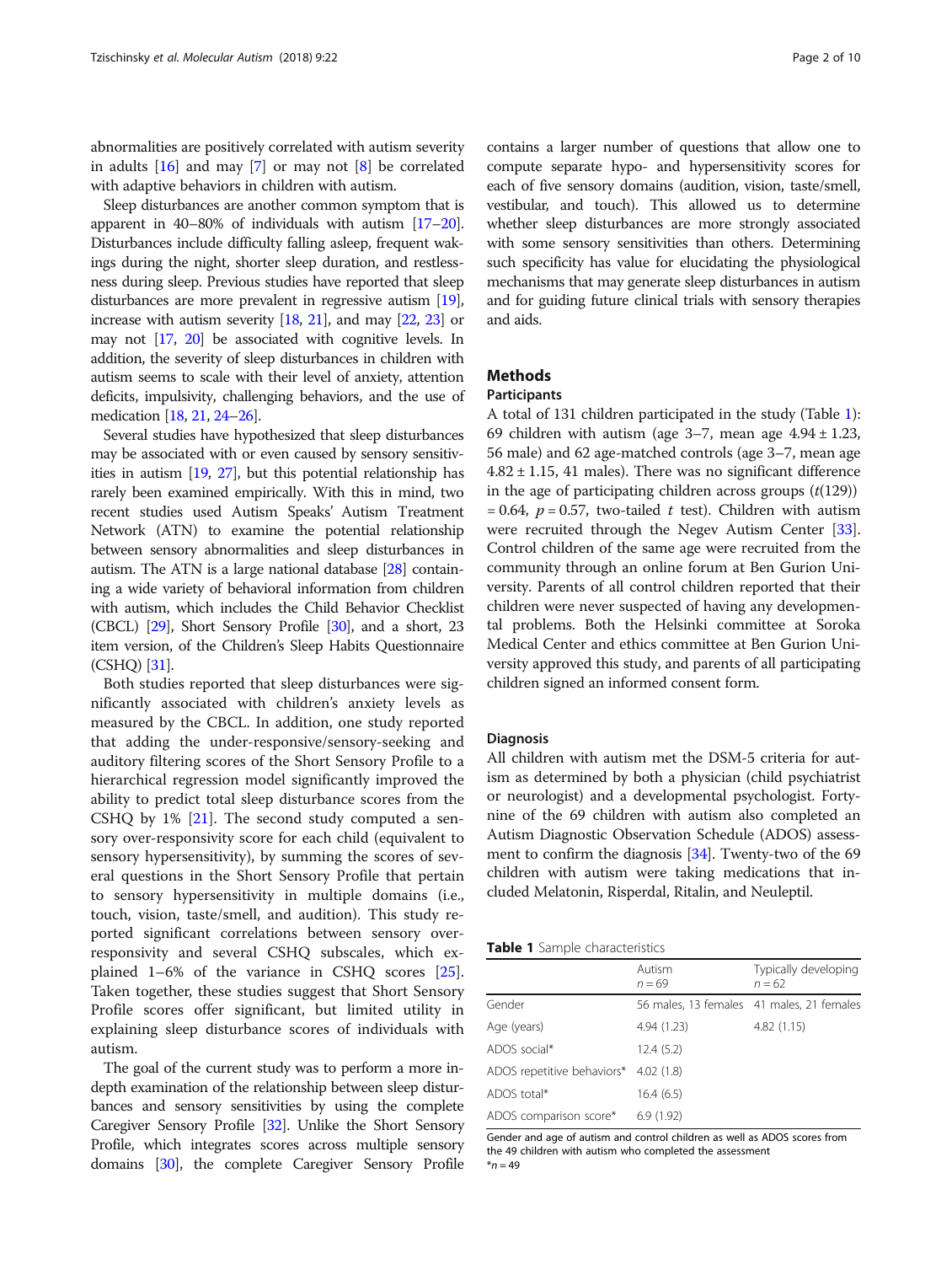abnormalities are positively correlated with autism severity in adults [16] and may [7] or may not [8] be correlated with adaptive behaviors in children with autism.

Sleep disturbances are another common symptom that is apparent in 40–80% of individuals with autism [17–20]. Disturbances include difficulty falling asleep, frequent wakings during the night, shorter sleep duration, and restlessness during sleep. Previous studies have reported that sleep disturbances are more prevalent in regressive autism [19], increase with autism severity [18, 21], and may [22, 23] or may not [17, 20] be associated with cognitive levels. In addition, the severity of sleep disturbances in children with autism seems to scale with their level of anxiety, attention deficits, impulsivity, challenging behaviors, and the use of medication [18, 21, 24–26].

Several studies have hypothesized that sleep disturbances may be associated with or even caused by sensory sensitivities in autism [19, 27], but this potential relationship has rarely been examined empirically. With this in mind, two recent studies used Autism Speaks' Autism Treatment Network (ATN) to examine the potential relationship between sensory abnormalities and sleep disturbances in autism. The ATN is a large national database [28] containing a wide variety of behavioral information from children with autism, which includes the Child Behavior Checklist (CBCL) [29], Short Sensory Profile [30], and a short, 23 item version, of the Children's Sleep Habits Questionnaire (CSHQ) [31].

Both studies reported that sleep disturbances were significantly associated with children's anxiety levels as measured by the CBCL. In addition, one study reported that adding the under-responsive/sensory-seeking and auditory filtering scores of the Short Sensory Profile to a hierarchical regression model significantly improved the ability to predict total sleep disturbance scores from the CSHQ by 1% [21]. The second study computed a sensory over-responsivity score for each child (equivalent to sensory hypersensitivity), by summing the scores of several questions in the Short Sensory Profile that pertain to sensory hypersensitivity in multiple domains (i.e., touch, vision, taste/smell, and audition). This study reported significant correlations between sensory over-responsivity and several CSHQ subscales, which explained 1–6% of the variance in CSHQ scores [25]. Taken together, these studies suggest that Short Sensory Profile scores offer significant, but limited utility in explaining sleep disturbance scores of individuals with autism.

The goal of the current study was to perform a more in-depth examination of the relationship between sleep disturbances and sensory sensitivities by using the complete Caregiver Sensory Profile [32]. Unlike the Short Sensory Profile, which integrates scores across multiple sensory domains [30], the complete Caregiver Sensory Profile contains a larger number of questions that allow one to compute separate hypo- and hypersensitivity scores for each of five sensory domains (audition, vision, taste/smell, vestibular, and touch). This allowed us to determine whether sleep disturbances are more strongly associated with some sensory sensitivities than others. Determining such specificity has value for elucidating the physiological mechanisms that may generate sleep disturbances in autism and for guiding future clinical trials with sensory therapies and aids.

## Methods

### Participants

A total of 131 children participated in the study (Table 1): 69 children with autism (age 3–7, mean age 4.94 ± 1.23, 56 male) and 62 age-matched controls (age 3–7, mean age 4.82 ± 1.15, 41 males). There was no significant difference in the age of participating children across groups ($t(129)) = 0.64$, $p = 0.57$, two-tailed $t$ test). Children with autism were recruited through the Negev Autism Center [33]. Control children of the same age were recruited from the community through an online forum at Ben Gurion University. Parents of all control children reported that their children were never suspected of having any developmental problems. Both the Helsinki committee at Soroka Medical Center and ethics committee at Ben Gurion University approved this study, and parents of all participating children signed an informed consent form.

### Diagnosis

All children with autism met the DSM-5 criteria for autism as determined by both a physician (child psychiatrist or neurologist) and a developmental psychologist. Forty-nine of the 69 children with autism also completed an Autism Diagnostic Observation Schedule (ADOS) assessment to confirm the diagnosis [34]. Twenty-two of the 69 children with autism were taking medications that included Melatonin, Risperdal, Ritalin, and Neuleptil.

**Table 1** Sample characteristics

| | Autism $n = 69$ | Typically developing $n = 62$ |
|---|---|---|
| Gender | 56 males, 13 females | 41 males, 21 females |
| Age (years) | 4.94 (1.23) | 4.82 (1.15) |
| ADOS social* | 12.4 (5.2) | |
| ADOS repetitive behaviors* | 4.02 (1.8) | |
| ADOS total* | 16.4 (6.5) | |
| ADOS comparison score* | 6.9 (1.92) | |

Gender and age of autism and control children as well as ADOS scores from the 49 children with autism who completed the assessment
*$n = 49$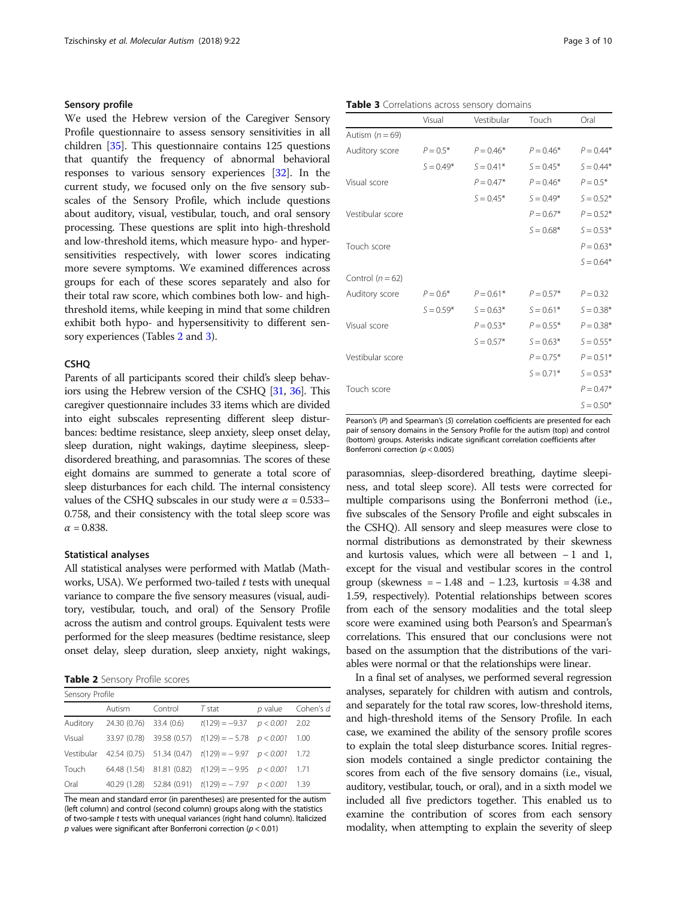### Sensory profile

We used the Hebrew version of the Caregiver Sensory Profile questionnaire to assess sensory sensitivities in all children [35]. This questionnaire contains 125 questions that quantify the frequency of abnormal behavioral responses to various sensory experiences [32]. In the current study, we focused only on the five sensory subscales of the Sensory Profile, which include questions about auditory, visual, vestibular, touch, and oral sensory processing. These questions are split into high-threshold and low-threshold items, which measure hypo- and hypersensitivities respectively, with lower scores indicating more severe symptoms. We examined differences across groups for each of these scores separately and also for their total raw score, which combines both low- and high-threshold items, while keeping in mind that some children exhibit both hypo- and hypersensitivity to different sensory experiences (Tables 2 and 3).

### CSHQ

Parents of all participants scored their child's sleep behaviors using the Hebrew version of the CSHQ [31, 36]. This caregiver questionnaire includes 33 items which are divided into eight subscales representing different sleep disturbances: bedtime resistance, sleep anxiety, sleep onset delay, sleep duration, night wakings, daytime sleepiness, sleep-disordered breathing, and parasomnias. The scores of these eight domains are summed to generate a total score of sleep disturbances for each child. The internal consistency values of the CSHQ subscales in our study were $\alpha = 0.533$–$0.758$, and their consistency with the total sleep score was $\alpha = 0.838$.

### Statistical analyses

All statistical analyses were performed with Matlab (Mathworks, USA). We performed two-tailed *t* tests with unequal variance to compare the five sensory measures (visual, auditory, vestibular, touch, and oral) of the Sensory Profile across the autism and control groups. Equivalent tests were performed for the sleep measures (bedtime resistance, sleep onset delay, sleep duration, sleep anxiety, night wakings, parasomnias, sleep-disordered breathing, daytime sleepiness, and total sleep score). All tests were corrected for multiple comparisons using the Bonferroni method (i.e., five subscales of the Sensory Profile and eight subscales in the CSHQ). All sensory and sleep measures were close to normal distributions as demonstrated by their skewness and kurtosis values, which were all between − 1 and 1, except for the visual and vestibular scores in the control group (skewness = − 1.48 and − 1.23, kurtosis = 4.38 and 1.59, respectively). Potential relationships between scores from each of the sensory modalities and the total sleep score were examined using both Pearson's and Spearman's correlations. This ensured that our conclusions were not based on the assumption that the distributions of the variables were normal or that the relationships were linear.

In a final set of analyses, we performed several regression analyses, separately for children with autism and controls, and separately for the total raw scores, low-threshold items, and high-threshold items of the Sensory Profile. In each case, we examined the ability of the sensory profile scores to explain the total sleep disturbance scores. Initial regression models contained a single predictor containing the scores from each of the five sensory domains (i.e., visual, auditory, vestibular, touch, or oral), and in a sixth model we included all five predictors together. This enabled us to examine the contribution of scores from each sensory modality, when attempting to explain the severity of sleep

**Table 2** Sensory Profile scores

| Sensory Profile | | | | | |
|---|---|---|---|---|---|
| | Autism | Control | *T* stat | *p* value | Cohen's *d* |
| Auditory | 24.30 (0.76) | 33.4 (0.6) | $t(129) = -9.37$ | *p < 0.001* | 2.02 |
| Visual | 33.97 (0.78) | 39.58 (0.57) | $t(129) = -5.78$ | *p < 0.001* | 1.00 |
| Vestibular | 42.54 (0.75) | 51.34 (0.47) | $t(129) = -9.97$ | *p < 0.001* | 1.72 |
| Touch | 64.48 (1.54) | 81.81 (0.82) | $t(129) = -9.95$ | *p < 0.001* | 1.71 |
| Oral | 40.29 (1.28) | 52.84 (0.91) | $t(129) = -7.97$ | *p < 0.001* | 1.39 |

The mean and standard error (in parentheses) are presented for the autism (left column) and control (second column) groups along with the statistics of two-sample *t* tests with unequal variances (right hand column). Italicized *p* values were significant after Bonferroni correction ($p < 0.01$)

**Table 3** Correlations across sensory domains

| | Visual | Vestibular | Touch | Oral |
|---|---|---|---|---|
| Autism ($n = 69$) | | | | |
| Auditory score | $P = 0.5$* | $P = 0.46$* | $P = 0.46$* | $P = 0.44$* |
| | $S = 0.49$* | $S = 0.41$* | $S = 0.45$* | $S = 0.44$* |
| Visual score | | $P = 0.47$* | $P = 0.46$* | $P = 0.5$* |
| | | $S = 0.45$* | $S = 0.49$* | $S = 0.52$* |
| Vestibular score | | | $P = 0.67$* | $P = 0.52$* |
| | | | $S = 0.68$* | $S = 0.53$* |
| Touch score | | | | $P = 0.63$* |
| | | | | $S = 0.64$* |
| Control ($n = 62$) | | | | |
| Auditory score | $P = 0.6$* | $P = 0.61$* | $P = 0.57$* | $P = 0.32$ |
| | $S = 0.59$* | $S = 0.63$* | $S = 0.61$* | $S = 0.38$* |
| Visual score | | $P = 0.53$* | $P = 0.55$* | $P = 0.38$* |
| | | $S = 0.57$* | $S = 0.63$* | $S = 0.55$* |
| Vestibular score | | | $P = 0.75$* | $P = 0.51$* |
| | | | $S = 0.71$* | $S = 0.53$* |
| Touch score | | | | $P = 0.47$* |
| | | | | $S = 0.50$* |

Pearson's (*P*) and Spearman's (*S*) correlation coefficients are presented for each pair of sensory domains in the Sensory Profile for the autism (top) and control (bottom) groups. Asterisks indicate significant correlation coefficients after Bonferroni correction ($p < 0.005$)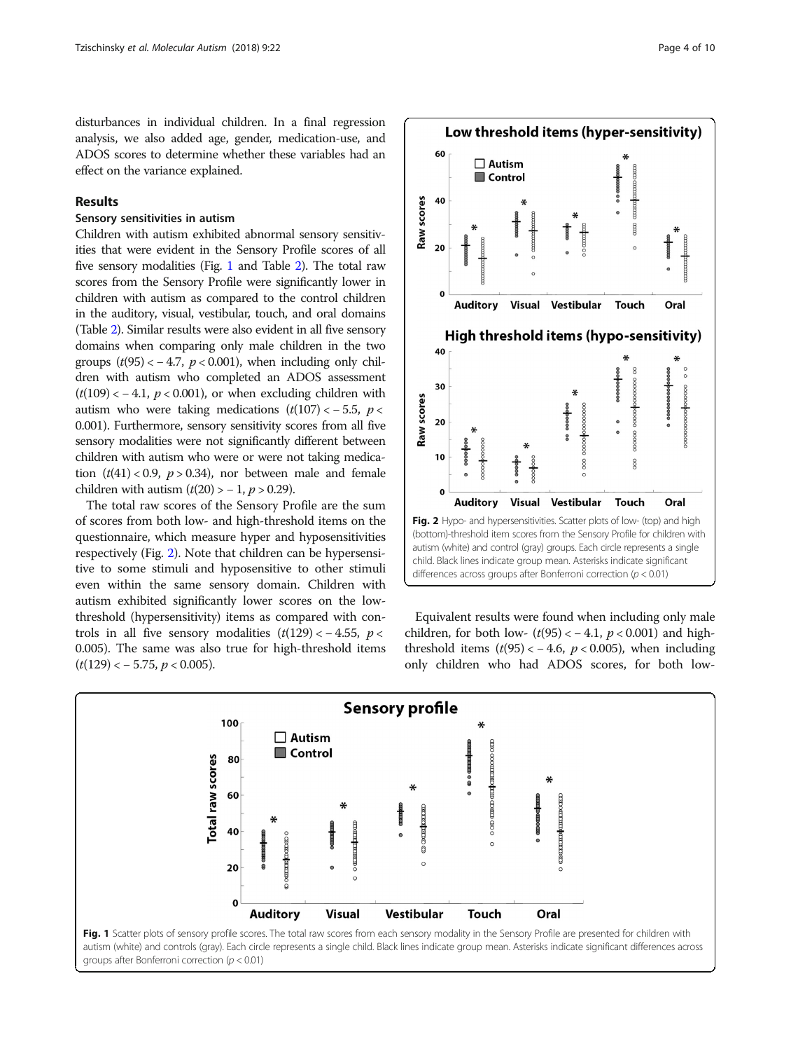disturbances in individual children. In a final regression analysis, we also added age, gender, medication-use, and ADOS scores to determine whether these variables had an effect on the variance explained.

## Results

### Sensory sensitivities in autism

Children with autism exhibited abnormal sensory sensitivities that were evident in the Sensory Profile scores of all five sensory modalities (Fig. 1 and Table 2). The total raw scores from the Sensory Profile were significantly lower in children with autism as compared to the control children in the auditory, visual, vestibular, touch, and oral domains (Table 2). Similar results were also evident in all five sensory domains when comparing only male children in the two groups ($t(95) < -4.7$, $p < 0.001$), when including only children with autism who completed an ADOS assessment ($t(109) < -4.1$, $p < 0.001$), or when excluding children with autism who were taking medications ($t(107) < -5.5$, $p < 0.001$). Furthermore, sensory sensitivity scores from all five sensory modalities were not significantly different between children with autism who were or were not taking medication ($t(41) < 0.9$, $p > 0.34$), nor between male and female children with autism ($t(20) > -1$, $p > 0.29$).

The total raw scores of the Sensory Profile are the sum of scores from both low- and high-threshold items on the questionnaire, which measure hyper and hyposensitivities respectively (Fig. 2). Note that children can be hypersensitive to some stimuli and hyposensitive to other stimuli even within the same sensory domain. Children with autism exhibited significantly lower scores on the low-threshold (hypersensitivity) items as compared with controls in all five sensory modalities ($t(129) < -4.55$, $p < 0.005$). The same was also true for high-threshold items ($t(129) < -5.75$, $p < 0.005$).

**Fig. 2** Hypo- and hypersensitivities. Scatter plots of low- (top) and high (bottom)-threshold item scores from the Sensory Profile for children with autism (white) and control (gray) groups. Each circle represents a single child. Black lines indicate group mean. Asterisks indicate significant differences across groups after Bonferroni correction ($p < 0.01$)

Equivalent results were found when including only male children, for both low- ($t(95) < -4.1$, $p < 0.001$) and high-threshold items ($t(95) < -4.6$, $p < 0.005$), when including only children who had ADOS scores, for both low-

**Fig. 1** Scatter plots of sensory profile scores. The total raw scores from each sensory modality in the Sensory Profile are presented for children with autism (white) and controls (gray). Each circle represents a single child. Black lines indicate group mean. Asterisks indicate significant differences across groups after Bonferroni correction ($p < 0.01$)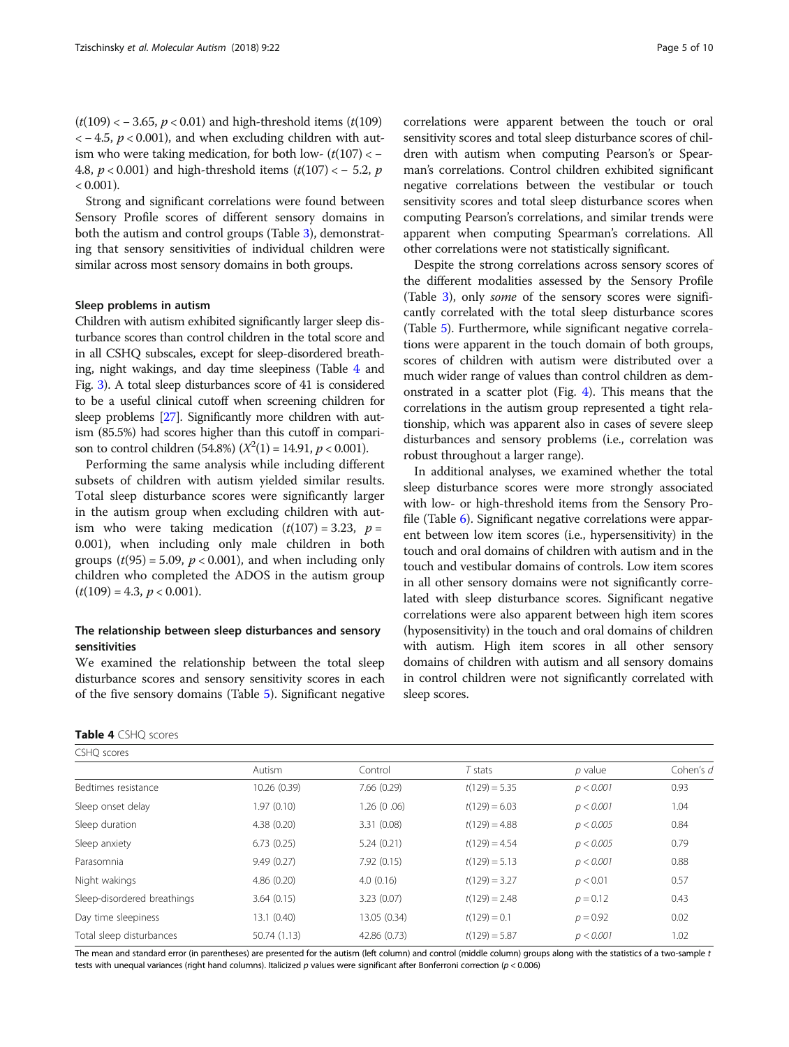($t(109) < -3.65$, $p < 0.01$) and high-threshold items ($t(109) < -4.5$, $p < 0.001$), and when excluding children with autism who were taking medication, for both low- ($t(107) < -4.8$, $p < 0.001$) and high-threshold items ($t(107) < -5.2$, $p < 0.001$).

Strong and significant correlations were found between Sensory Profile scores of different sensory domains in both the autism and control groups (Table 3), demonstrating that sensory sensitivities of individual children were similar across most sensory domains in both groups.

### Sleep problems in autism

Children with autism exhibited significantly larger sleep disturbance scores than control children in the total score and in all CSHQ subscales, except for sleep-disordered breathing, night wakings, and day time sleepiness (Table 4 and Fig. 3). A total sleep disturbances score of 41 is considered to be a useful clinical cutoff when screening children for sleep problems [27]. Significantly more children with autism (85.5%) had scores higher than this cutoff in comparison to control children (54.8%) ($X^2(1) = 14.91$, $p < 0.001$).

Performing the same analysis while including different subsets of children with autism yielded similar results. Total sleep disturbance scores were significantly larger in the autism group when excluding children with autism who were taking medication ($t(107) = 3.23$, $p = 0.001$), when including only male children in both groups ($t(95) = 5.09$, $p < 0.001$), and when including only children who completed the ADOS in the autism group ($t(109) = 4.3$, $p < 0.001$).

### The relationship between sleep disturbances and sensory sensitivities

We examined the relationship between the total sleep disturbance scores and sensory sensitivity scores in each of the five sensory domains (Table 5). Significant negative correlations were apparent between the touch or oral sensitivity scores and total sleep disturbance scores of children with autism when computing Pearson's or Spearman's correlations. Control children exhibited significant negative correlations between the vestibular or touch sensitivity scores and total sleep disturbance scores when computing Pearson's correlations, and similar trends were apparent when computing Spearman's correlations. All other correlations were not statistically significant.

Despite the strong correlations across sensory scores of the different modalities assessed by the Sensory Profile (Table 3), only *some* of the sensory scores were significantly correlated with the total sleep disturbance scores (Table 5). Furthermore, while significant negative correlations were apparent in the touch domain of both groups, scores of children with autism were distributed over a much wider range of values than control children as demonstrated in a scatter plot (Fig. 4). This means that the correlations in the autism group represented a tight relationship, which was apparent also in cases of severe sleep disturbances and sensory problems (i.e., correlation was robust throughout a larger range).

In additional analyses, we examined whether the total sleep disturbance scores were more strongly associated with low- or high-threshold items from the Sensory Profile (Table 6). Significant negative correlations were apparent between low item scores (i.e., hypersensitivity) in the touch and oral domains of children with autism and in the touch and vestibular domains of controls. Low item scores in all other sensory domains were not significantly correlated with sleep disturbance scores. Significant negative correlations were also apparent between high item scores (hyposensitivity) in the touch and oral domains of children with autism. High item scores in all other sensory domains of children with autism and all sensory domains in control children were not significantly correlated with sleep scores.

**Table 4** CSHQ scores

| CSHQ scores | Autism | Control | *T* stats | *p* value | Cohen's *d* |
|---|---|---|---|---|---|
| Bedtimes resistance | 10.26 (0.39) | 7.66 (0.29) | $t(129) = 5.35$ | *p < 0.001* | 0.93 |
| Sleep onset delay | 1.97 (0.10) | 1.26 (0 .06) | $t(129) = 6.03$ | *p < 0.001* | 1.04 |
| Sleep duration | 4.38 (0.20) | 3.31 (0.08) | $t(129) = 4.88$ | *p < 0.005* | 0.84 |
| Sleep anxiety | 6.73 (0.25) | 5.24 (0.21) | $t(129) = 4.54$ | *p < 0.005* | 0.79 |
| Parasomnia | 9.49 (0.27) | 7.92 (0.15) | $t(129) = 5.13$ | *p < 0.001* | 0.88 |
| Night wakings | 4.86 (0.20) | 4.0 (0.16) | $t(129) = 3.27$ | $p < 0.01$ | 0.57 |
| Sleep-disordered breathings | 3.64 (0.15) | 3.23 (0.07) | $t(129) = 2.48$ | $p = 0.12$ | 0.43 |
| Day time sleepiness | 13.1 (0.40) | 13.05 (0.34) | $t(129) = 0.1$ | $p = 0.92$ | 0.02 |
| Total sleep disturbances | 50.74 (1.13) | 42.86 (0.73) | $t(129) = 5.87$ | *p < 0.001* | 1.02 |

The mean and standard error (in parentheses) are presented for the autism (left column) and control (middle column) groups along with the statistics of a two-sample *t* tests with unequal variances (right hand columns). Italicized *p* values were significant after Bonferroni correction ($p < 0.006$)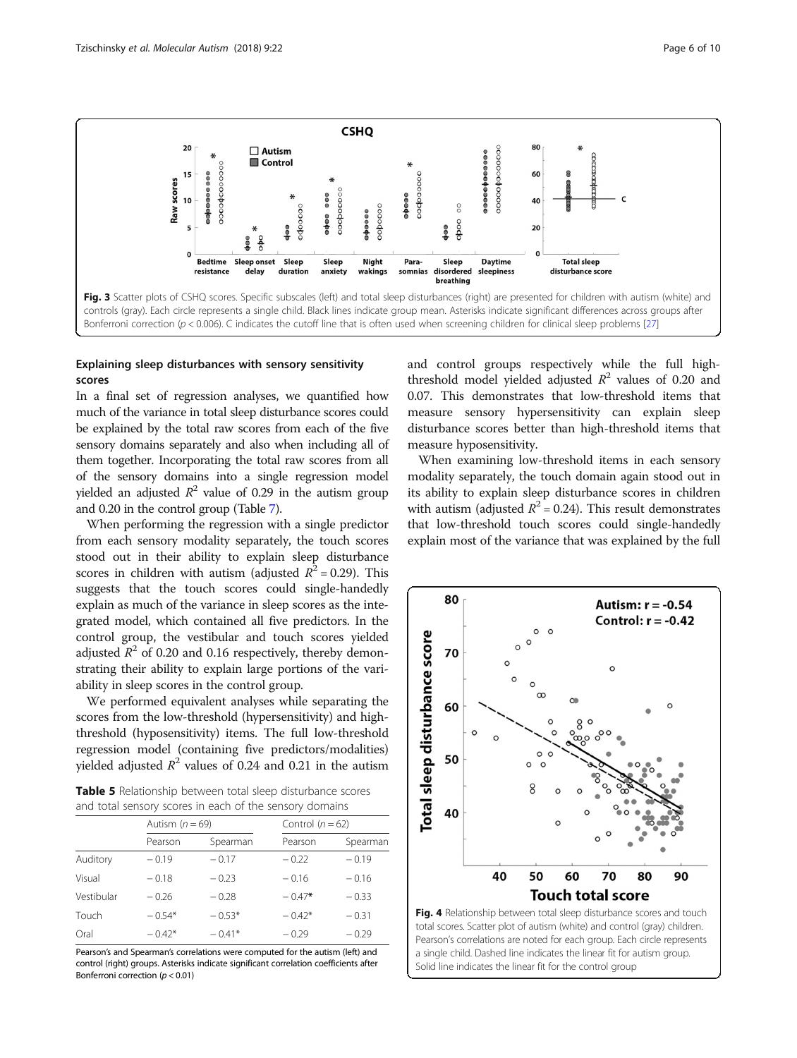Fig. 3 Scatter plots of CSHQ scores. Specific subscales (left) and total sleep disturbances (right) are presented for children with autism (white) and controls (gray). Each circle represents a single child. Black lines indicate group mean. Asterisks indicate significant differences across groups after Bonferroni correction ($p < 0.006$). C indicates the cutoff line that is often used when screening children for clinical sleep problems [27]

### Explaining sleep disturbances with sensory sensitivity scores

In a final set of regression analyses, we quantified how much of the variance in total sleep disturbance scores could be explained by the total raw scores from each of the five sensory domains separately and also when including all of them together. Incorporating the total raw scores from all of the sensory domains into a single regression model yielded an adjusted $R^2$ value of 0.29 in the autism group and 0.20 in the control group (Table 7).

When performing the regression with a single predictor from each sensory modality separately, the touch scores stood out in their ability to explain sleep disturbance scores in children with autism (adjusted $R^2 = 0.29$). This suggests that the touch scores could single-handedly explain as much of the variance in sleep scores as the integrated model, which contained all five predictors. In the control group, the vestibular and touch scores yielded adjusted $R^2$ of 0.20 and 0.16 respectively, thereby demonstrating their ability to explain large portions of the variability in sleep scores in the control group.

We performed equivalent analyses while separating the scores from the low-threshold (hypersensitivity) and high-threshold (hyposensitivity) items. The full low-threshold regression model (containing five predictors/modalities) yielded adjusted $R^2$ values of 0.24 and 0.21 in the autism and control groups respectively while the full high-threshold model yielded adjusted $R^2$ values of 0.20 and 0.07. This demonstrates that low-threshold items that measure sensory hypersensitivity can explain sleep disturbance scores better than high-threshold items that measure hyposensitivity.

When examining low-threshold items in each sensory modality separately, the touch domain again stood out in its ability to explain sleep disturbance scores in children with autism (adjusted $R^2 = 0.24$). This result demonstrates that low-threshold touch scores could single-handedly explain most of the variance that was explained by the full

**Table 5** Relationship between total sleep disturbance scores and total sensory scores in each of the sensory domains

| | Autism ($n = 69$) | | Control ($n = 62$) | |
|---|---|---|---|---|
| | Pearson | Spearman | Pearson | Spearman |
| Auditory | − 0.19 | − 0.17 | − 0.22 | − 0.19 |
| Visual | − 0.18 | − 0.23 | − 0.16 | − 0.16 |
| Vestibular | − 0.26 | − 0.28 | − 0.47* | − 0.33 |
| Touch | − 0.54* | − 0.53* | − 0.42* | − 0.31 |
| Oral | − 0.42* | − 0.41* | − 0.29 | − 0.29 |

Pearson's and Spearman's correlations were computed for the autism (left) and control (right) groups. Asterisks indicate significant correlation coefficients after Bonferroni correction ($p < 0.01$)

Fig. 4 Relationship between total sleep disturbance scores and touch total scores. Scatter plot of autism (white) and control (gray) children. Pearson's correlations are noted for each group. Each circle represents a single child. Dashed line indicates the linear fit for autism group. Solid line indicates the linear fit for the control group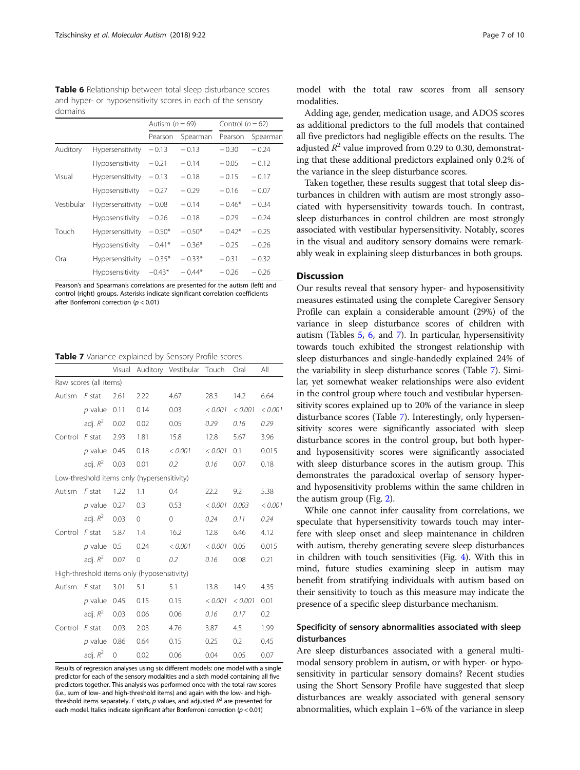**Table 6** Relationship between total sleep disturbance scores and hyper- or hyposensitivity scores in each of the sensory domains

| | | Autism (n = 69) | | Control (n = 62) | |
|---|---|---|---|---|---|
| | | Pearson | Spearman | Pearson | Spearman |
| Auditory | Hypersensitivity | − 0.13 | − 0.13 | − 0.30 | − 0.24 |
| | Hyposensitivity | − 0.21 | − 0.14 | − 0.05 | − 0.12 |
| Visual | Hypersensitivity | − 0.13 | − 0.18 | − 0.15 | − 0.17 |
| | Hyposensitivity | − 0.27 | − 0.29 | − 0.16 | − 0.07 |
| Vestibular | Hypersensitivity | − 0.08 | − 0.14 | − 0.46* | − 0.34 |
| | Hyposensitivity | − 0.26 | − 0.18 | − 0.29 | − 0.24 |
| Touch | Hypersensitivity | − 0.50* | − 0.50* | − 0.42* | − 0.25 |
| | Hyposensitivity | − 0.41* | − 0.36* | − 0.25 | − 0.26 |
| Oral | Hypersensitivity | − 0.35* | − 0.33* | − 0.31 | − 0.32 |
| | Hyposensitivity | −0.43* | − 0.44* | − 0.26 | − 0.26 |

Pearson's and Spearman's correlations are presented for the autism (left) and control (right) groups. Asterisks indicate significant correlation coefficients after Bonferroni correction ($p < 0.01$)

**Table 7** Variance explained by Sensory Profile scores

| | | Visual | Auditory | Vestibular | Touch | Oral | All |
|---|---|---|---|---|---|---|---|
| Raw scores (all items) | | | | | | | |
| Autism | F stat | 2.61 | 2.22 | 4.67 | 28.3 | 14.2 | 6.64 |
| | p value | 0.11 | 0.14 | 0.03 | *< 0.001* | *< 0.001* | *< 0.001* |
| | adj. $R^2$ | 0.02 | 0.02 | 0.05 | *0.29* | *0.16* | *0.29* |
| Control | F stat | 2.93 | 1.81 | 15.8 | 12.8 | 5.67 | 3.96 |
| | p value | 0.45 | 0.18 | *< 0.001* | *< 0.001* | 0.1 | 0.015 |
| | adj. $R^2$ | 0.03 | 0.01 | *0.2* | *0.16* | 0.07 | 0.18 |
| Low-threshold items only (hypersensitivity) | | | | | | | |
| Autism | F stat | 1.22 | 1.1 | 0.4 | 22.2 | 9.2 | 5.38 |
| | p value | 0.27 | 0.3 | 0.53 | *< 0.001* | *0.003* | *< 0.001* |
| | adj. $R^2$ | 0.03 | 0 | 0 | *0.24* | *0.11* | *0.24* |
| Control | F stat | 5.87 | 1.4 | 16.2 | 12.8 | 6.46 | 4.12 |
| | p value | 0.5 | 0.24 | *< 0.001* | *< 0.001* | 0.05 | 0.015 |
| | adj. $R^2$ | 0.07 | 0 | *0.2* | *0.16* | 0.08 | 0.21 |
| High-threshold items only (hyposensitivity) | | | | | | | |
| Autism | F stat | 3.01 | 5.1 | 5.1 | 13.8 | 14.9 | 4.35 |
| | p value | 0.45 | 0.15 | 0.15 | *< 0.001* | *< 0.001* | 0.01 |
| | adj. $R^2$ | 0.03 | 0.06 | 0.06 | *0.16* | *0.17* | 0.2 |
| Control | F stat | 0.03 | 2.03 | 4.76 | 3.87 | 4.5 | 1.99 |
| | p value | 0.86 | 0.64 | 0.15 | 0.25 | 0.2 | 0.45 |
| | adj. $R^2$ | 0 | 0.02 | 0.06 | 0.04 | 0.05 | 0.07 |

Results of regression analyses using six different models: one model with a single predictor for each of the sensory modalities and a sixth model containing all five predictors together. This analysis was performed once with the total raw scores (i.e., sum of low- and high-threshold items) and again with the low- and high-threshold items separately. F stats, p values, and adjusted $R^2$ are presented for each model. Italics indicate significant after Bonferroni correction ($p < 0.01$)

model with the total raw scores from all sensory modalities.

Adding age, gender, medication usage, and ADOS scores as additional predictors to the full models that contained all five predictors had negligible effects on the results. The adjusted $R^2$ value improved from 0.29 to 0.30, demonstrating that these additional predictors explained only 0.2% of the variance in the sleep disturbance scores.

Taken together, these results suggest that total sleep disturbances in children with autism are most strongly associated with hypersensitivity towards touch. In contrast, sleep disturbances in control children are most strongly associated with vestibular hypersensitivity. Notably, scores in the visual and auditory sensory domains were remarkably weak in explaining sleep disturbances in both groups.

## Discussion

Our results reveal that sensory hyper- and hyposensitivity measures estimated using the complete Caregiver Sensory Profile can explain a considerable amount (29%) of the variance in sleep disturbance scores of children with autism (Tables 5, 6, and 7). In particular, hypersensitivity towards touch exhibited the strongest relationship with sleep disturbances and single-handedly explained 24% of the variability in sleep disturbance scores (Table 7). Similar, yet somewhat weaker relationships were also evident in the control group where touch and vestibular hypersensitivity scores explained up to 20% of the variance in sleep disturbance scores (Table 7). Interestingly, only hypersensitivity scores were significantly associated with sleep disturbance scores in the control group, but both hyper- and hyposensitivity scores were significantly associated with sleep disturbance scores in the autism group. This demonstrates the paradoxical overlap of sensory hyper- and hyposensitivity problems within the same children in the autism group (Fig. 2).

While one cannot infer causality from correlations, we speculate that hypersensitivity towards touch may interfere with sleep onset and sleep maintenance in children with autism, thereby generating severe sleep disturbances in children with touch sensitivities (Fig. 4). With this in mind, future studies examining sleep in autism may benefit from stratifying individuals with autism based on their sensitivity to touch as this measure may indicate the presence of a specific sleep disturbance mechanism.

### Specificity of sensory abnormalities associated with sleep disturbances

Are sleep disturbances associated with a general multimodal sensory problem in autism, or with hyper- or hyposensitivity in particular sensory domains? Recent studies using the Short Sensory Profile have suggested that sleep disturbances are weakly associated with general sensory abnormalities, which explain 1–6% of the variance in sleep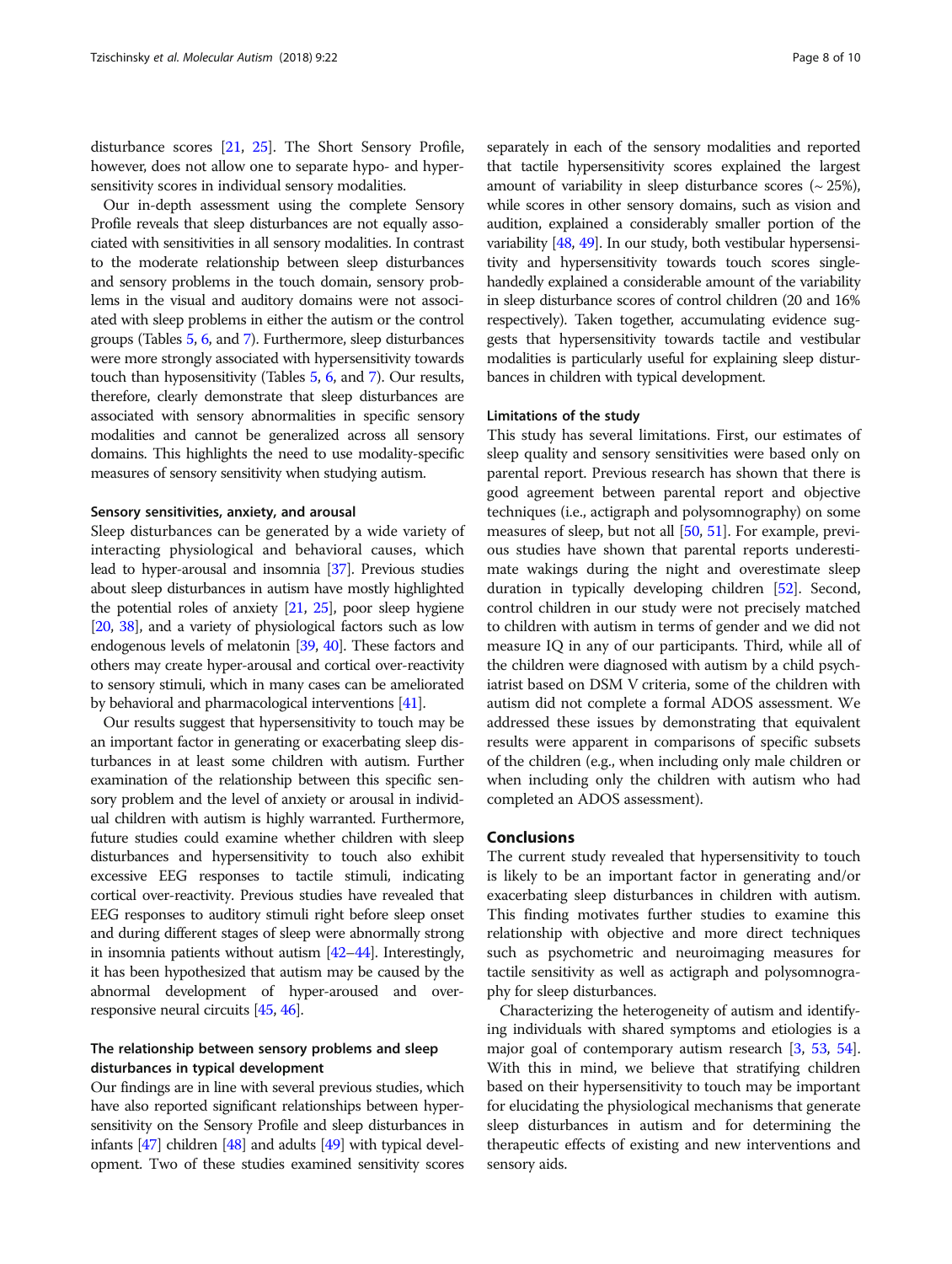disturbance scores [21, 25]. The Short Sensory Profile, however, does not allow one to separate hypo- and hypersensitivity scores in individual sensory modalities.

Our in-depth assessment using the complete Sensory Profile reveals that sleep disturbances are not equally associated with sensitivities in all sensory modalities. In contrast to the moderate relationship between sleep disturbances and sensory problems in the touch domain, sensory problems in the visual and auditory domains were not associated with sleep problems in either the autism or the control groups (Tables 5, 6, and 7). Furthermore, sleep disturbances were more strongly associated with hypersensitivity towards touch than hyposensitivity (Tables 5, 6, and 7). Our results, therefore, clearly demonstrate that sleep disturbances are associated with sensory abnormalities in specific sensory modalities and cannot be generalized across all sensory domains. This highlights the need to use modality-specific measures of sensory sensitivity when studying autism.

### Sensory sensitivities, anxiety, and arousal

Sleep disturbances can be generated by a wide variety of interacting physiological and behavioral causes, which lead to hyper-arousal and insomnia [37]. Previous studies about sleep disturbances in autism have mostly highlighted the potential roles of anxiety [21, 25], poor sleep hygiene [20, 38], and a variety of physiological factors such as low endogenous levels of melatonin [39, 40]. These factors and others may create hyper-arousal and cortical over-reactivity to sensory stimuli, which in many cases can be ameliorated by behavioral and pharmacological interventions [41].

Our results suggest that hypersensitivity to touch may be an important factor in generating or exacerbating sleep disturbances in at least some children with autism. Further examination of the relationship between this specific sensory problem and the level of anxiety or arousal in individual children with autism is highly warranted. Furthermore, future studies could examine whether children with sleep disturbances and hypersensitivity to touch also exhibit excessive EEG responses to tactile stimuli, indicating cortical over-reactivity. Previous studies have revealed that EEG responses to auditory stimuli right before sleep onset and during different stages of sleep were abnormally strong in insomnia patients without autism [42–44]. Interestingly, it has been hypothesized that autism may be caused by the abnormal development of hyper-aroused and over-responsive neural circuits [45, 46].

### The relationship between sensory problems and sleep disturbances in typical development

Our findings are in line with several previous studies, which have also reported significant relationships between hypersensitivity on the Sensory Profile and sleep disturbances in infants [47] children [48] and adults [49] with typical development. Two of these studies examined sensitivity scores separately in each of the sensory modalities and reported that tactile hypersensitivity scores explained the largest amount of variability in sleep disturbance scores (~ 25%), while scores in other sensory domains, such as vision and audition, explained a considerably smaller portion of the variability [48, 49]. In our study, both vestibular hypersensitivity and hypersensitivity towards touch scores single-handedly explained a considerable amount of the variability in sleep disturbance scores of control children (20 and 16% respectively). Taken together, accumulating evidence suggests that hypersensitivity towards tactile and vestibular modalities is particularly useful for explaining sleep disturbances in children with typical development.

### Limitations of the study

This study has several limitations. First, our estimates of sleep quality and sensory sensitivities were based only on parental report. Previous research has shown that there is good agreement between parental report and objective techniques (i.e., actigraph and polysomnography) on some measures of sleep, but not all [50, 51]. For example, previous studies have shown that parental reports underestimate wakings during the night and overestimate sleep duration in typically developing children [52]. Second, control children in our study were not precisely matched to children with autism in terms of gender and we did not measure IQ in any of our participants. Third, while all of the children were diagnosed with autism by a child psychiatrist based on DSM V criteria, some of the children with autism did not complete a formal ADOS assessment. We addressed these issues by demonstrating that equivalent results were apparent in comparisons of specific subsets of the children (e.g., when including only male children or when including only the children with autism who had completed an ADOS assessment).

## Conclusions

The current study revealed that hypersensitivity to touch is likely to be an important factor in generating and/or exacerbating sleep disturbances in children with autism. This finding motivates further studies to examine this relationship with objective and more direct techniques such as psychometric and neuroimaging measures for tactile sensitivity as well as actigraph and polysomnography for sleep disturbances.

Characterizing the heterogeneity of autism and identifying individuals with shared symptoms and etiologies is a major goal of contemporary autism research [3, 53, 54]. With this in mind, we believe that stratifying children based on their hypersensitivity to touch may be important for elucidating the physiological mechanisms that generate sleep disturbances in autism and for determining the therapeutic effects of existing and new interventions and sensory aids.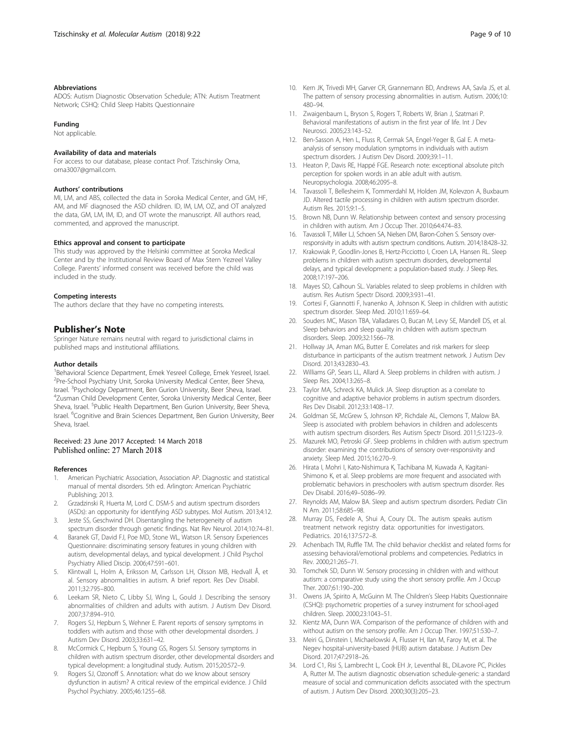#### Abbreviations

ADOS: Autism Diagnostic Observation Schedule; ATN: Autism Treatment Network; CSHQ: Child Sleep Habits Questionnaire

#### Funding

Not applicable.

#### Availability of data and materials

For access to our database, please contact Prof. Tzischinsky Orna, orna3007@gmail.com.

#### Authors' contributions

MI, LM, and ABS, collected the data in Soroka Medical Center, and GM, HF, AM, and MF diagnosed the ASD children. ID, IM, LM, OZ, and OT analyzed the data, GM, LM, IM, ID, and OT wrote the manuscript. All authors read, commented, and approved the manuscript.

#### Ethics approval and consent to participate

This study was approved by the Helsinki committee at Soroka Medical Center and by the Institutional Review Board of Max Stern Yezreel Valley College. Parents' informed consent was received before the child was included in the study.

#### Competing interests

The authors declare that they have no competing interests.

## Publisher's Note

Springer Nature remains neutral with regard to jurisdictional claims in published maps and institutional affiliations.

#### Author details

[1]Behavioral Science Department, Emek Yesreel College, Emek Yesreel, Israel. [2]Pre-School Psychiatry Unit, Soroka University Medical Center, Beer Sheva, Israel. [3]Psychology Department, Ben Gurion University, Beer Sheva, Israel. [4]Zusman Child Development Center, Soroka University Medical Center, Beer Sheva, Israel. [5]Public Health Department, Ben Gurion University, Beer Sheva, Israel. [6]Cognitive and Brain Sciences Department, Ben Gurion University, Beer Sheva, Israel.

Received: 23 June 2017 Accepted: 14 March 2018
Published online: 27 March 2018

#### References

1. American Psychiatric Association, Association AP. Diagnostic and statistical manual of mental disorders. 5th ed. Arlington: American Psychiatric Publishing; 2013.
2. Grzadzinski R, Huerta M, Lord C. DSM-5 and autism spectrum disorders (ASDs): an opportunity for identifying ASD subtypes. Mol Autism. 2013;4:12.
3. Jeste SS, Geschwind DH. Disentangling the heterogeneity of autism spectrum disorder through genetic findings. Nat Rev Neurol. 2014;10:74–81.
4. Baranek GT, David FJ, Poe MD, Stone WL, Watson LR. Sensory Experiences Questionnaire: discriminating sensory features in young children with autism, developmental delays, and typical development. J Child Psychol Psychiatry Allied Discip. 2006;47:591–601.
5. Klintwall L, Holm A, Eriksson M, Carlsson LH, Olsson MB, Hedvall Å, et al. Sensory abnormalities in autism. A brief report. Res Dev Disabil. 2011;32:795–800.
6. Leekam SR, Nieto C, Libby SJ, Wing L, Gould J. Describing the sensory abnormalities of children and adults with autism. J Autism Dev Disord. 2007;37:894–910.
7. Rogers SJ, Hepburn S, Wehner E. Parent reports of sensory symptoms in toddlers with autism and those with other developmental disorders. J Autism Dev Disord. 2003;33:631–42.
8. McCormick C, Hepburn S, Young GS, Rogers SJ. Sensory symptoms in children with autism spectrum disorder, other developmental disorders and typical development: a longitudinal study. Autism. 2015;20:572–9.
9. Rogers SJ, Ozonoff S. Annotation: what do we know about sensory dysfunction in autism? A critical review of the empirical evidence. J Child Psychol Psychiatry. 2005;46:1255–68.
10. Kern JK, Trivedi MH, Garver CR, Grannemann BD, Andrews AA, Savla JS, et al. The pattern of sensory processing abnormalities in autism. Autism. 2006;10: 480–94.
11. Zwaigenbaum L, Bryson S, Rogers T, Roberts W, Brian J, Szatmari P. Behavioral manifestations of autism in the first year of life. Int J Dev Neurosci. 2005;23:143–52.
12. Ben-Sasson A, Hen L, Fluss R, Cermak SA, Engel-Yeger B, Gal E. A meta-analysis of sensory modulation symptoms in individuals with autism spectrum disorders. J Autism Dev Disord. 2009;39:1–11.
13. Heaton P, Davis RE, Happé FGE. Research note: exceptional absolute pitch perception for spoken words in an able adult with autism. Neuropsychologia. 2008;46:2095–8.
14. Tavassoli T, Bellesheim K, Tommerdahl M, Holden JM, Kolevzon A, Buxbaum JD. Altered tactile processing in children with autism spectrum disorder. Autism Res. 2015;9:1–5.
15. Brown NB, Dunn W. Relationship between context and sensory processing in children with autism. Am J Occup Ther. 2010;64:474–83.
16. Tavassoli T, Miller LJ, Schoen SA, Nielsen DM, Baron-Cohen S. Sensory over-responsivity in adults with autism spectrum conditions. Autism. 2014;18:428–32.
17. Krakowiak P, Goodlin-Jones B, Hertz-Picciotto I, Croen LA, Hansen RL. Sleep problems in children with autism spectrum disorders, developmental delays, and typical development: a population-based study. J Sleep Res. 2008;17:197–206.
18. Mayes SD, Calhoun SL. Variables related to sleep problems in children with autism. Res Autism Spectr Disord. 2009;3:931–41.
19. Cortesi F, Giannotti F, Ivanenko A, Johnson K. Sleep in children with autistic spectrum disorder. Sleep Med. 2010;11:659–64.
20. Souders MC, Mason TBA, Valladares O, Bucan M, Levy SE, Mandell DS, et al. Sleep behaviors and sleep quality in children with autism spectrum disorders. Sleep. 2009;32:1566–78.
21. Hollway JA, Aman MG, Butter E. Correlates and risk markers for sleep disturbance in participants of the autism treatment network. J Autism Dev Disord. 2013;43:2830–43.
22. Williams GP, Sears LL, Allard A. Sleep problems in children with autism. J Sleep Res. 2004;13:265–8.
23. Taylor MA, Schreck KA, Mulick JA. Sleep disruption as a correlate to cognitive and adaptive behavior problems in autism spectrum disorders. Res Dev Disabil. 2012;33:1408–17.
24. Goldman SE, McGrew S, Johnson KP, Richdale AL, Clemons T, Malow BA. Sleep is associated with problem behaviors in children and adolescents with autism spectrum disorders. Res Autism Spectr Disord. 2011;5:1223–9.
25. Mazurek MO, Petroski GF. Sleep problems in children with autism spectrum disorder: examining the contributions of sensory over-responsivity and anxiety. Sleep Med. 2015;16:270–9.
26. Hirata I, Mohri I, Kato-Nishimura K, Tachibana M, Kuwada A, Kagitani-Shimono K, et al. Sleep problems are more frequent and associated with problematic behaviors in preschoolers with autism spectrum disorder. Res Dev Disabil. 2016;49–50:86–99.
27. Reynolds AM, Malow BA. Sleep and autism spectrum disorders. Pediatr Clin N Am. 2011;58:685–98.
28. Murray DS, Fedele A, Shui A, Coury DL. The autism speaks autism treatment network registry data: opportunities for investigators. Pediatrics. 2016;137:S72–8.
29. Achenbach TM, Ruffle TM. The child behavior checklist and related forms for assessing behavioral/emotional problems and competencies. Pediatrics in Rev. 2000;21:265–71.
30. Tomchek SD, Dunn W. Sensory processing in children with and without autism: a comparative study using the short sensory profile. Am J Occup Ther. 2007;61:190–200.
31. Owens JA, Spirito A, McGuinn M. The Children's Sleep Habits Questionnaire (CSHQ): psychometric properties of a survey instrument for school-aged children. Sleep. 2000;23:1043–51.
32. Kientz MA, Dunn WA. Comparison of the performance of children with and without autism on the sensory profile. Am J Occup Ther. 1997;51:530–7.
33. Meiri G, Dinstein I, Michaelowski A, Flusser H, Ilan M, Faroy M, et al. The Negev hospital-university-based (HUB) autism database. J Autism Dev Disord. 2017;47:2918–26.
34. Lord C1, Risi S, Lambrecht L, Cook EH Jr, Leventhal BL, DiLavore PC, Pickles A, Rutter M. The autism diagnostic observation schedule-generic: a standard measure of social and communication deficits associated with the spectrum of autism. J Autism Dev Disord. 2000;30(3):205–23.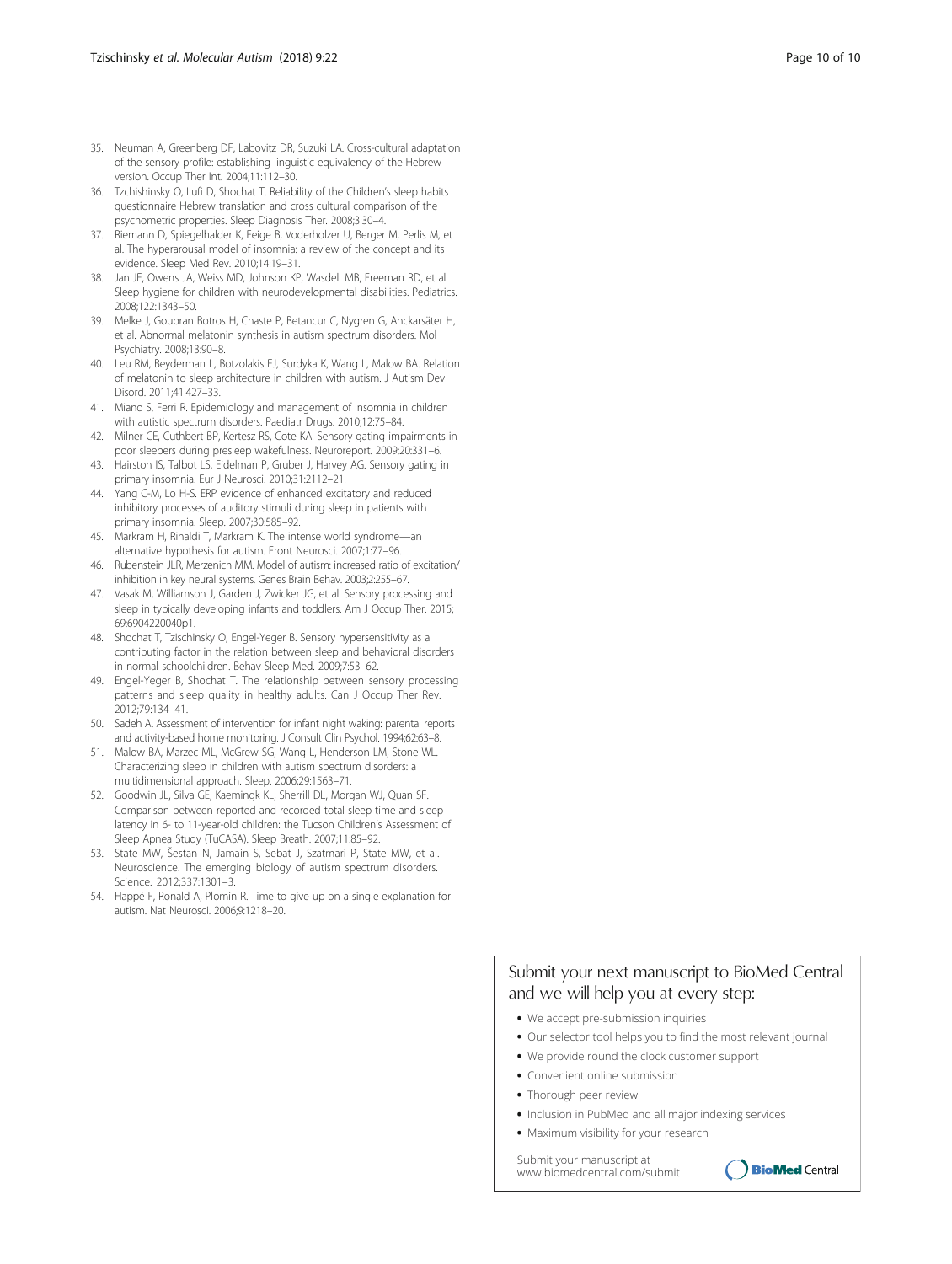35. Neuman A, Greenberg DF, Labovitz DR, Suzuki LA. Cross-cultural adaptation of the sensory profile: establishing linguistic equivalency of the Hebrew version. Occup Ther Int. 2004;11:112–30.
36. Tzchishinsky O, Lufi D, Shochat T. Reliability of the Children's sleep habits questionnaire Hebrew translation and cross cultural comparison of the psychometric properties. Sleep Diagnosis Ther. 2008;3:30–4.
37. Riemann D, Spiegelhalder K, Feige B, Voderholzer U, Berger M, Perlis M, et al. The hyperarousal model of insomnia: a review of the concept and its evidence. Sleep Med Rev. 2010;14:19–31.
38. Jan JE, Owens JA, Weiss MD, Johnson KP, Wasdell MB, Freeman RD, et al. Sleep hygiene for children with neurodevelopmental disabilities. Pediatrics. 2008;122:1343–50.
39. Melke J, Goubran Botros H, Chaste P, Betancur C, Nygren G, Anckarsäter H, et al. Abnormal melatonin synthesis in autism spectrum disorders. Mol Psychiatry. 2008;13:90–8.
40. Leu RM, Beyderman L, Botzolakis EJ, Surdyka K, Wang L, Malow BA. Relation of melatonin to sleep architecture in children with autism. J Autism Dev Disord. 2011;41:427–33.
41. Miano S, Ferri R. Epidemiology and management of insomnia in children with autistic spectrum disorders. Paediatr Drugs. 2010;12:75–84.
42. Milner CE, Cuthbert BP, Kertesz RS, Cote KA. Sensory gating impairments in poor sleepers during presleep wakefulness. Neuroreport. 2009;20:331–6.
43. Hairston IS, Talbot LS, Eidelman P, Gruber J, Harvey AG. Sensory gating in primary insomnia. Eur J Neurosci. 2010;31:2112–21.
44. Yang C-M, Lo H-S. ERP evidence of enhanced excitatory and reduced inhibitory processes of auditory stimuli during sleep in patients with primary insomnia. Sleep. 2007;30:585–92.
45. Markram H, Rinaldi T, Markram K. The intense world syndrome—an alternative hypothesis for autism. Front Neurosci. 2007;1:77–96.
46. Rubenstein JLR, Merzenich MM. Model of autism: increased ratio of excitation/inhibition in key neural systems. Genes Brain Behav. 2003;2:255–67.
47. Vasak M, Williamson J, Garden J, Zwicker JG, et al. Sensory processing and sleep in typically developing infants and toddlers. Am J Occup Ther. 2015; 69:6904220040p1.
48. Shochat T, Tzischinsky O, Engel-Yeger B. Sensory hypersensitivity as a contributing factor in the relation between sleep and behavioral disorders in normal schoolchildren. Behav Sleep Med. 2009;7:53–62.
49. Engel-Yeger B, Shochat T. The relationship between sensory processing patterns and sleep quality in healthy adults. Can J Occup Ther Rev. 2012;79:134–41.
50. Sadeh A. Assessment of intervention for infant night waking: parental reports and activity-based home monitoring. J Consult Clin Psychol. 1994;62:63–8.
51. Malow BA, Marzec ML, McGrew SG, Wang L, Henderson LM, Stone WL. Characterizing sleep in children with autism spectrum disorders: a multidimensional approach. Sleep. 2006;29:1563–71.
52. Goodwin JL, Silva GE, Kaemingk KL, Sherrill DL, Morgan WJ, Quan SF. Comparison between reported and recorded total sleep time and sleep latency in 6- to 11-year-old children: the Tucson Children's Assessment of Sleep Apnea Study (TuCASA). Sleep Breath. 2007;11:85–92.
53. State MW, Šestan N, Jamain S, Sebat J, Szatmari P, State MW, et al. Neuroscience. The emerging biology of autism spectrum disorders. Science. 2012;337:1301–3.
54. Happé F, Ronald A, Plomin R. Time to give up on a single explanation for autism. Nat Neurosci. 2006;9:1218–20.

Submit your next manuscript to BioMed Central and we will help you at every step:

- We accept pre-submission inquiries
- Our selector tool helps you to find the most relevant journal
- We provide round the clock customer support
- Convenient online submission
- Thorough peer review
- Inclusion in PubMed and all major indexing services
- Maximum visibility for your research

Submit your manuscript at www.biomedcentral.com/submit

BioMed Central